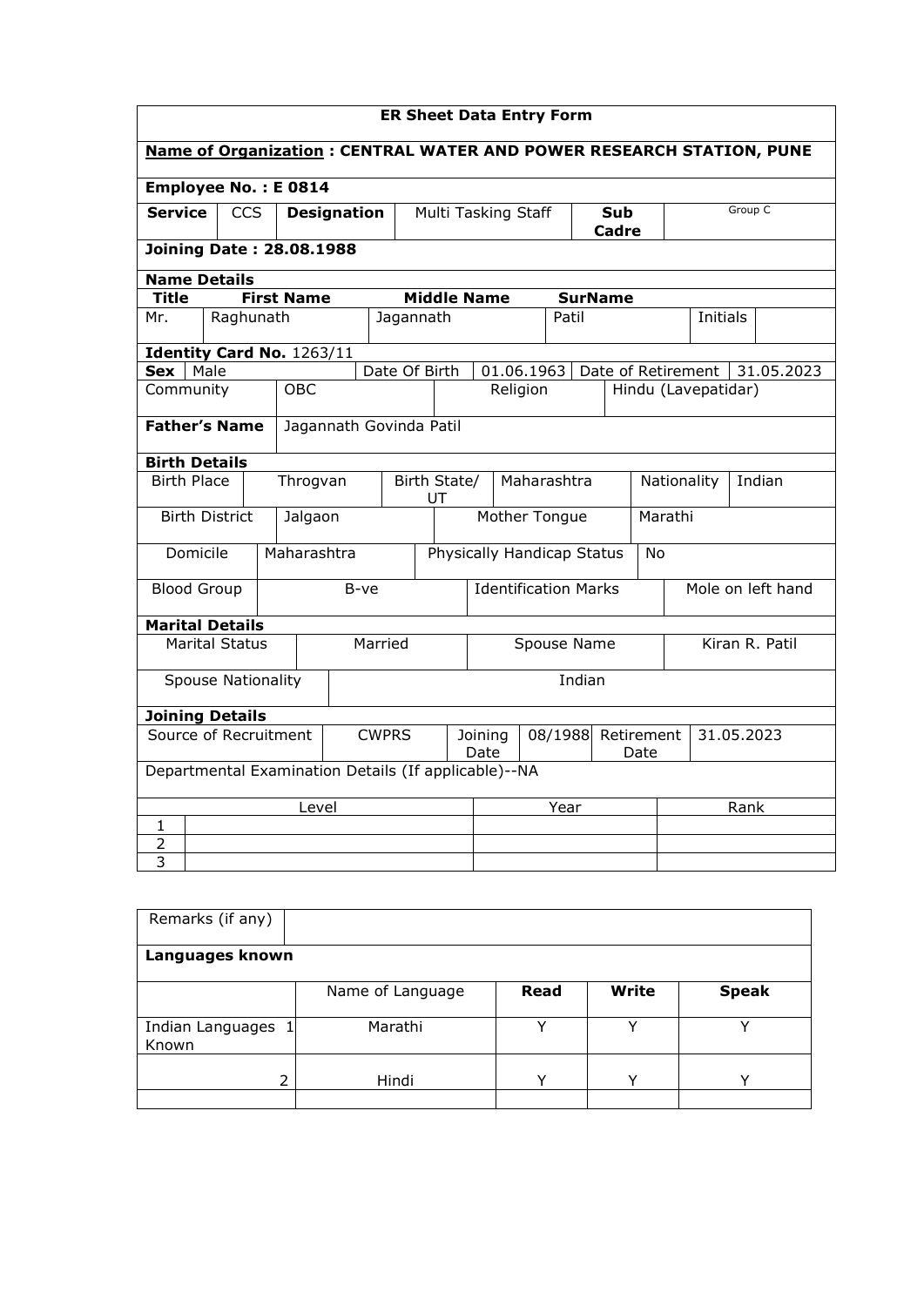# ER Sheet Data Entry Form

**Name of Organization : CENTRAL WATER AND POWER RESEARCH STATION, PUNE**

**Employee No. : E 0814**

| **Service** | CCS | **Designation** | Multi Tasking Staff | **Sub Cadre** | Group C |
|---|---|---|---|---|---|

**Joining Date : 28.08.1988**

**Name Details**

| **Title** | **First Name** | **Middle Name** | **SurName** | | |
|---|---|---|---|---|---|
| Mr. | Raghunath | Jagannath | Patil | Initials | |

**Identity Card No.** 1263/11

| **Sex** | Male | Date Of Birth | 01.06.1963 | Date of Retirement | 31.05.2023 |
|---|---|---|---|---|---|
| Community | OBC | Religion | Hindu (Lavepatidar) | | |

| **Father's Name** | Jagannath Govinda Patil |
|---|---|

**Birth Details**

| Birth Place | Throgvan | Birth State/ UT | Maharashtra | Nationality | Indian |
|---|---|---|---|---|---|
| Birth District | Jalgaon | Mother Tongue | Marathi | | |
| Domicile | Maharashtra | Physically Handicap Status | No | | |
| Blood Group | B-ve | Identification Marks | Mole on left hand | | |

**Marital Details**

| Marital Status | Married | Spouse Name | Kiran R. Patil |
|---|---|---|---|
| Spouse Nationality | Indian | | |

**Joining Details**

| Source of Recruitment | CWPRS | Joining Date | 08/1988 | Retirement Date | 31.05.2023 |
|---|---|---|---|---|---|

Departmental Examination Details (If applicable)--NA

| | Level | Year | Rank |
|---|---|---|---|
| 1 | | | |
| 2 | | | |
| 3 | | | |

| Remarks (if any) | |
|---|---|

**Languages known**

| | Name of Language | **Read** | **Write** | **Speak** |
|---|---|---|---|---|
| Indian Languages Known 1 | Marathi | Y | Y | Y |
| 2 | Hindi | Y | Y | Y |
| | | | | |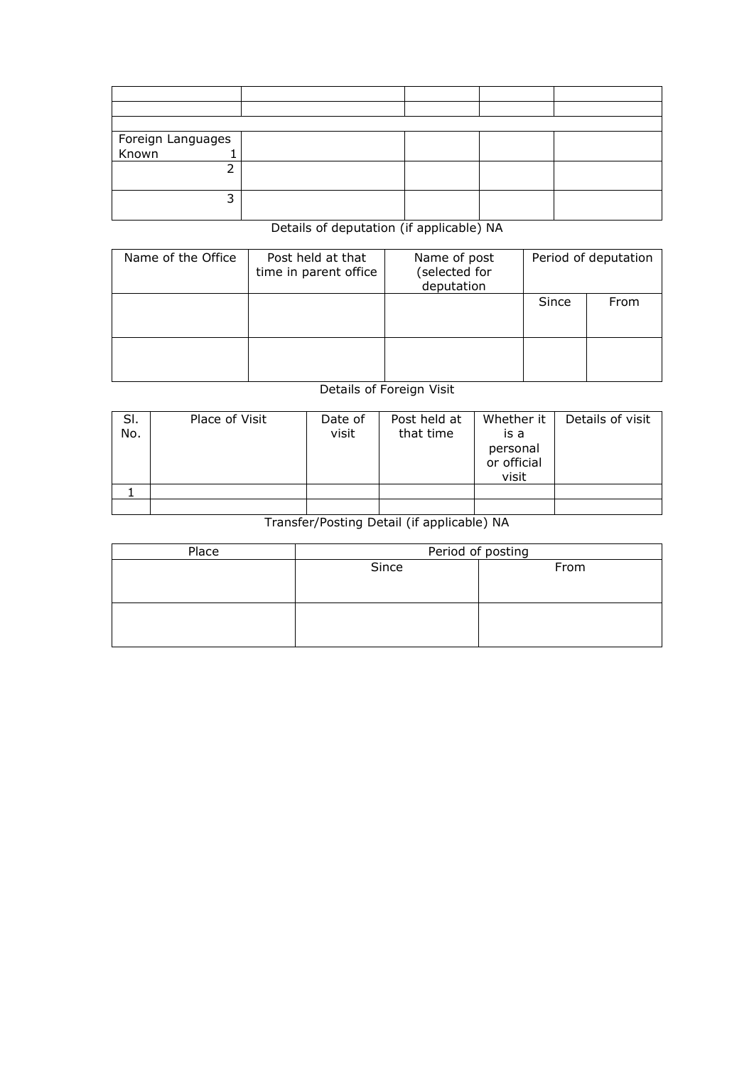| | | | | |
|---|---|---|---|---|
| | | | | |
| | | | | |
| | | | | |
| Foreign Languages Known 1 | | | | |
| 2 | | | | |
| 3 | | | | |

Details of deputation (if applicable) NA

| Name of the Office | Post held at that time in parent office | Name of post (selected for deputation | Period of deputation | |
|---|---|---|---|---|
| | | | Since | From |
| | | | | |

Details of Foreign Visit

| Sl. No. | Place of Visit | Date of visit | Post held at that time | Whether it is a personal or official visit | Details of visit |
|---|---|---|---|---|---|
| 1 | | | | | |
| | | | | | |

Transfer/Posting Detail (if applicable) NA

| Place | Period of posting | |
|---|---|---|
| | Since | From |
| | | |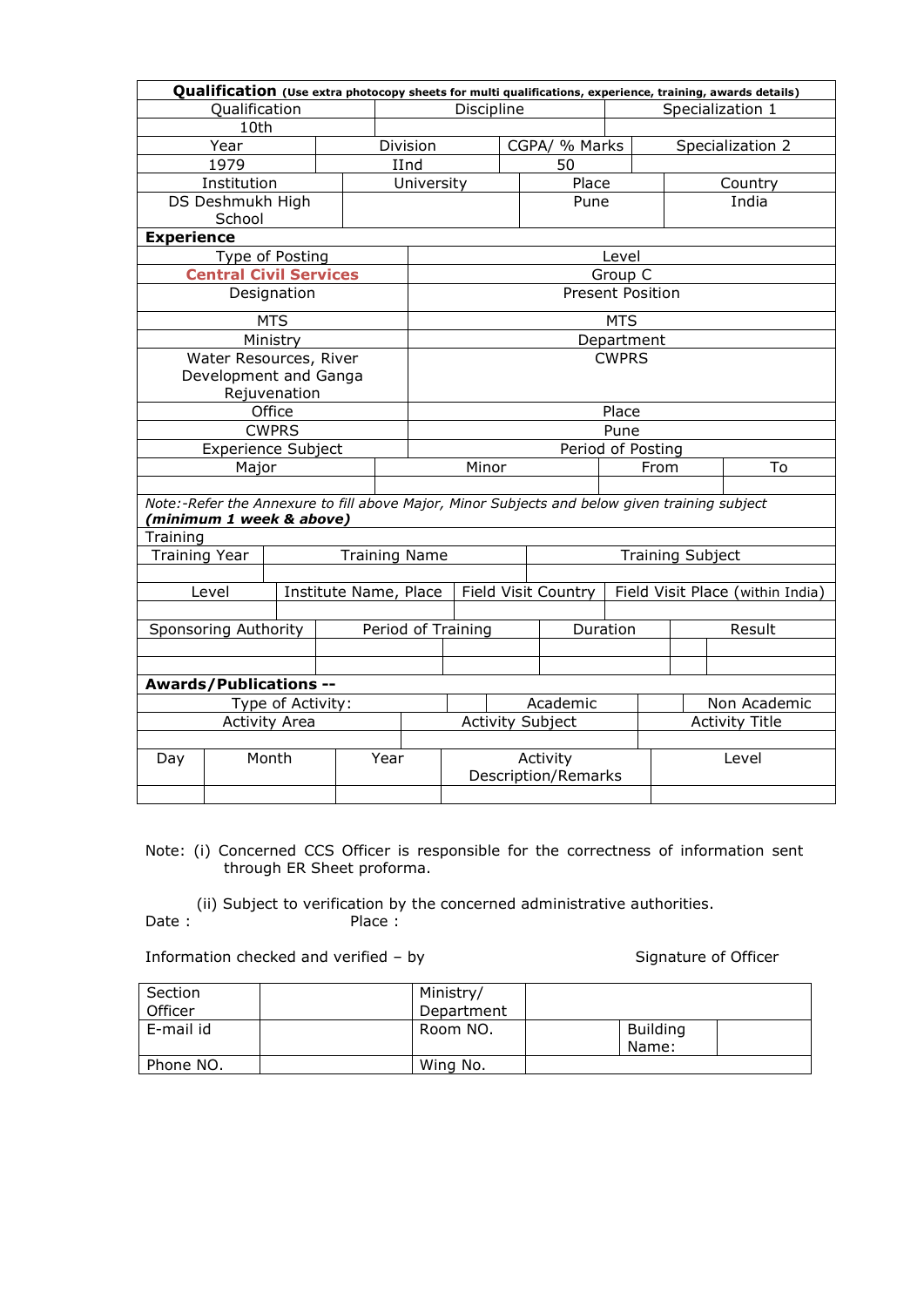**Qualification** (Use extra photocopy sheets for multi qualifications, experience, training, awards details)

| Qualification | Discipline | Specialization 1 |
|---|---|---|
| 10th | | |

| Year | Division | CGPA/ % Marks | Specialization 2 |
|---|---|---|---|
| 1979 | IInd | 50 | |

| Institution | University | Place | Country |
|---|---|---|---|
| DS Deshmukh High School | | Pune | India |

**Experience**

| Type of Posting | Level |
|---|---|
| **Central Civil Services** | Group C |
| Designation | Present Position |
| MTS | MTS |
| Ministry | Department |
| Water Resources, River Development and Ganga Rejuvenation | CWPRS |
| Office | Place |
| CWPRS | Pune |

| Experience Subject | | Period of Posting | |
|---|---|---|---|
| Major | Minor | From | To |
| | | | |

*Note:-Refer the Annexure to fill above Major, Minor Subjects and below given training subject* ***(minimum 1 week & above)***

Training

| Training Year | Training Name | Training Subject |
|---|---|---|
| | | |

| Level | Institute Name, Place | Field Visit Country | Field Visit Place (within India) |
|---|---|---|---|
| | | | |

| Sponsoring Authority | Period of Training | | Duration | Result |
|---|---|---|---|---|
| | | | | |
| | | | | |

**Awards/Publications --**

| Type of Activity: | | Academic | | Non Academic |
|---|---|---|---|---|
| Activity Area | Activity Subject | | Activity Title | |
| | | | | |

| Day | Month | Year | Activity Description/Remarks | Level |
|---|---|---|---|---|
| | | | | |

Note: (i) Concerned CCS Officer is responsible for the correctness of information sent through ER Sheet proforma.

(ii) Subject to verification by the concerned administrative authorities.

Date : Place :

Information checked and verified – by Signature of Officer

| | | | | | |
|---|---|---|---|---|---|
| Section Officer | | Ministry/ Department | | | |
| E-mail id | | Room NO. | | Building Name: | |
| Phone NO. | | Wing No. | | | |